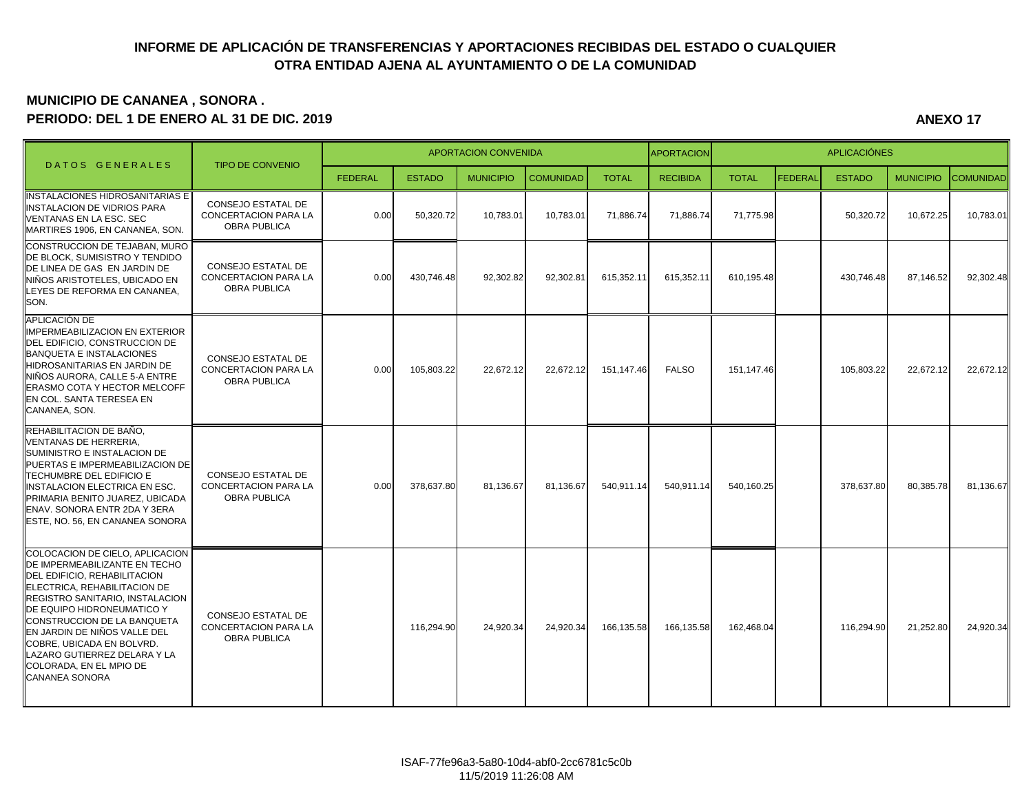# INFORME DE APLICACIÓN DE TRANSFERENCIAS Y APORTACIONES RECIBIDAS DEL ESTADO O CUALQUIER OTRA ENTIDAD AJENA AL AYUNTAMIENTO O DE LA COMUNIDAD

## MUNICIPIO DE CANANEA , SONORA .

**PERIODO: DEL 1 DE ENERO AL 31 DE DIC. 2019**

**ANEXO 17**

| DATOS GENERALES | TIPO DE CONVENIO | APORTACION CONVENIDA | | | | | APORTACION | APLICACIÓNES | | | | |
|---|---|---|---|---|---|---|---|---|---|---|---|---|
| | | FEDERAL | ESTADO | MUNICIPIO | COMUNIDAD | TOTAL | RECIBIDA | TOTAL | FEDERAL | ESTADO | MUNICIPIO | COMUNIDAD |
| INSTALACIONES HIDROSANITARIAS E INSTALACION DE VIDRIOS PARA VENTANAS EN LA ESC. SEC MARTIRES 1906, EN CANANEA, SON. | CONSEJO ESTATAL DE CONCERTACION PARA LA OBRA PUBLICA | 0.00 | 50,320.72 | 10,783.01 | 10,783.01 | 71,886.74 | 71,886.74 | 71,775.98 | | 50,320.72 | 10,672.25 | 10,783.01 |
| CONSTRUCCION DE TEJABAN, MURO DE BLOCK, SUMISISTRO Y TENDIDO DE LINEA DE GAS EN JARDIN DE NIÑOS ARISTOTELES, UBICADO EN LEYES DE REFORMA EN CANANEA, SON. | CONSEJO ESTATAL DE CONCERTACION PARA LA OBRA PUBLICA | 0.00 | 430,746.48 | 92,302.82 | 92,302.81 | 615,352.11 | 615,352.11 | 610,195.48 | | 430,746.48 | 87,146.52 | 92,302.48 |
| APLICACIÓN DE IMPERMEABILIZACION EN EXTERIOR DEL EDIFICIO, CONSTRUCCION DE BANQUETA E INSTALACIONES HIDROSANITARIAS EN JARDIN DE NIÑOS AURORA, CALLE 5-A ENTRE ERASMO COTA Y HECTOR MELCOFF EN COL. SANTA TERESEA EN CANANEA, SON. | CONSEJO ESTATAL DE CONCERTACION PARA LA OBRA PUBLICA | 0.00 | 105,803.22 | 22,672.12 | 22,672.12 | 151,147.46 | FALSO | 151,147.46 | | 105,803.22 | 22,672.12 | 22,672.12 |
| REHABILITACION DE BAÑO, VENTANAS DE HERRERIA, SUMINISTRO E INSTALACION DE PUERTAS E IMPERMEABILIZACION DE TECHUMBRE DEL EDIFICIO E INSTALACION ELECTRICA EN ESC. PRIMARIA BENITO JUAREZ, UBICADA ENAV. SONORA ENTR 2DA Y 3ERA ESTE, NO. 56, EN CANANEA SONORA | CONSEJO ESTATAL DE CONCERTACION PARA LA OBRA PUBLICA | 0.00 | 378,637.80 | 81,136.67 | 81,136.67 | 540,911.14 | 540,911.14 | 540,160.25 | | 378,637.80 | 80,385.78 | 81,136.67 |
| COLOCACION DE CIELO, APLICACION DE IMPERMEABILIZANTE EN TECHO DEL EDIFICIO, REHABILITACION ELECTRICA, REHABILITACION DE REGISTRO SANITARIO, INSTALACION DE EQUIPO HIDRONEUMATICO Y CONSTRUCCION DE LA BANQUETA EN JARDIN DE NIÑOS VALLE DEL COBRE, UBICADA EN BOLVRD. LAZARO GUTIERREZ DELARA Y LA COLORADA, EN EL MPIO DE CANANEA SONORA | CONSEJO ESTATAL DE CONCERTACION PARA LA OBRA PUBLICA | | 116,294.90 | 24,920.34 | 24,920.34 | 166,135.58 | 166,135.58 | 162,468.04 | | 116,294.90 | 21,252.80 | 24,920.34 |

ISAF-77fe96a3-5a80-10d4-abf0-2cc6781c5c0b
11/5/2019 11:26:08 AM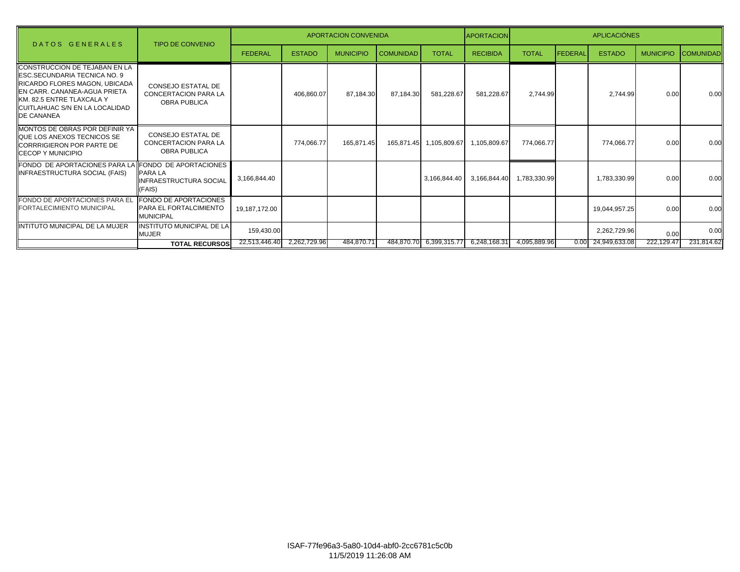| DATOS GENERALES | TIPO DE CONVENIO | APORTACION CONVENIDA | | | | | APORTACION | APLICACIÓNES | | | | |
|---|---|---|---|---|---|---|---|---|---|---|---|---|
| | | FEDERAL | ESTADO | MUNICIPIO | COMUNIDAD | TOTAL | RECIBIDA | TOTAL | FEDERAL | ESTADO | MUNICIPIO | COMUNIDAD |
| CONSTRUCCION DE TEJABAN EN LA ESC.SECUNDARIA TECNICA NO. 9 RICARDO FLORES MAGON, UBICADA EN CARR. CANANEA-AGUA PRIETA KM. 82.5 ENTRE TLAXCALA Y CUITLAHUAC S/N EN LA LOCALIDAD DE CANANEA | CONSEJO ESTATAL DE CONCERTACION PARA LA OBRA PUBLICA | | 406,860.07 | 87,184.30 | 87,184.30 | 581,228.67 | 581,228.67 | 2,744.99 | | 2,744.99 | 0.00 | 0.00 |
| MONTOS DE OBRAS POR DEFINIR YA QUE LOS ANEXOS TECNICOS SE CORRRIGIERON POR PARTE DE CECOP Y MUNICIPIO | CONSEJO ESTATAL DE CONCERTACION PARA LA OBRA PUBLICA | | 774,066.77 | 165,871.45 | 165,871.45 | 1,105,809.67 | 1,105,809.67 | 774,066.77 | | 774,066.77 | 0.00 | 0.00 |
| FONDO DE APORTACIONES PARA LA INFRAESTRUCTURA SOCIAL (FAIS) | FONDO DE APORTACIONES PARA LA INFRAESTRUCTURA SOCIAL (FAIS) | 3,166,844.40 | | | | 3,166,844.40 | 3,166,844.40 | 1,783,330.99 | | 1,783,330.99 | 0.00 | 0.00 |
| FONDO DE APORTACIONES PARA EL FORTALECIMIENTO MUNICIPAL | FONDO DE APORTACIONES PARA EL FORTALCIMIENTO MUNICIPAL | 19,187,172.00 | | | | | | | | 19,044,957.25 | 0.00 | 0.00 |
| INTITUTO MUNICIPAL DE LA MUJER | INSTITUTO MUNICIPAL DE LA MUJER | 159,430.00 | | | | | | | | 2,262,729.96 | 0.00 | 0.00 |
| | **TOTAL RECURSOS** | 22,513,446.40 | 2,262,729.96 | 484,870.71 | 484,870.70 | 6,399,315.77 | 6,248,168.31 | 4,095,889.96 | 0.00 | 24,949,633.08 | 222,129.47 | 231,814.62 |

ISAF-77fe96a3-5a80-10d4-abf0-2cc6781c5c0b
11/5/2019 11:26:08 AM